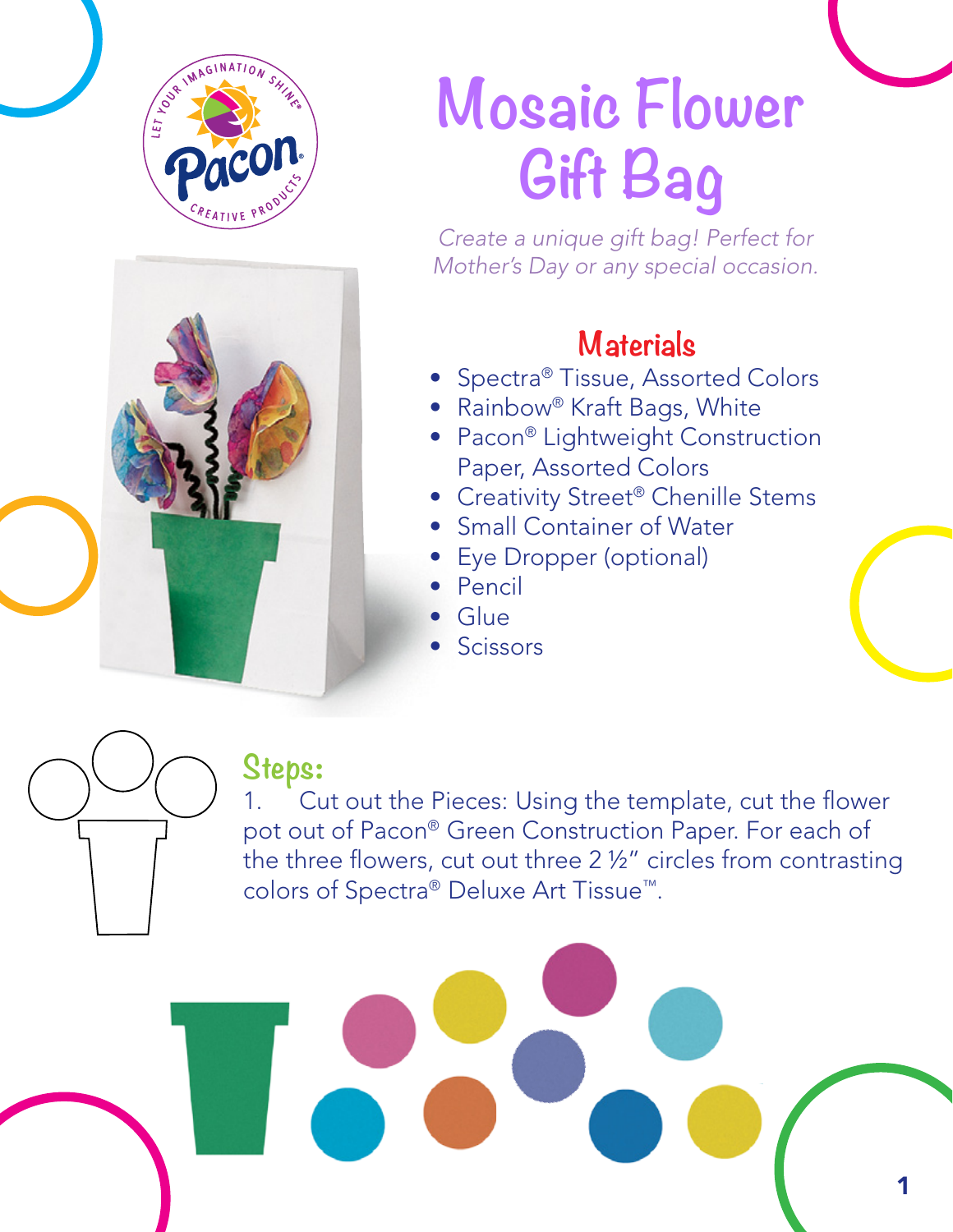# Mosaic Flower Gift Bag

*Create a unique gift bag! Perfect for Mother's Day or any special occasion.*

## Materials

- Spectra® Tissue, Assorted Colors
- Rainbow® Kraft Bags, White
- Pacon® Lightweight Construction Paper, Assorted Colors
- Creativity Street® Chenille Stems
- Small Container of Water
- Eye Dropper (optional)
- Pencil
- Glue
- Scissors

## Steps:

1. Cut out the Pieces: Using the template, cut the flower pot out of Pacon® Green Construction Paper. For each of the three flowers, cut out three 2 ½" circles from contrasting colors of Spectra® Deluxe Art Tissue™.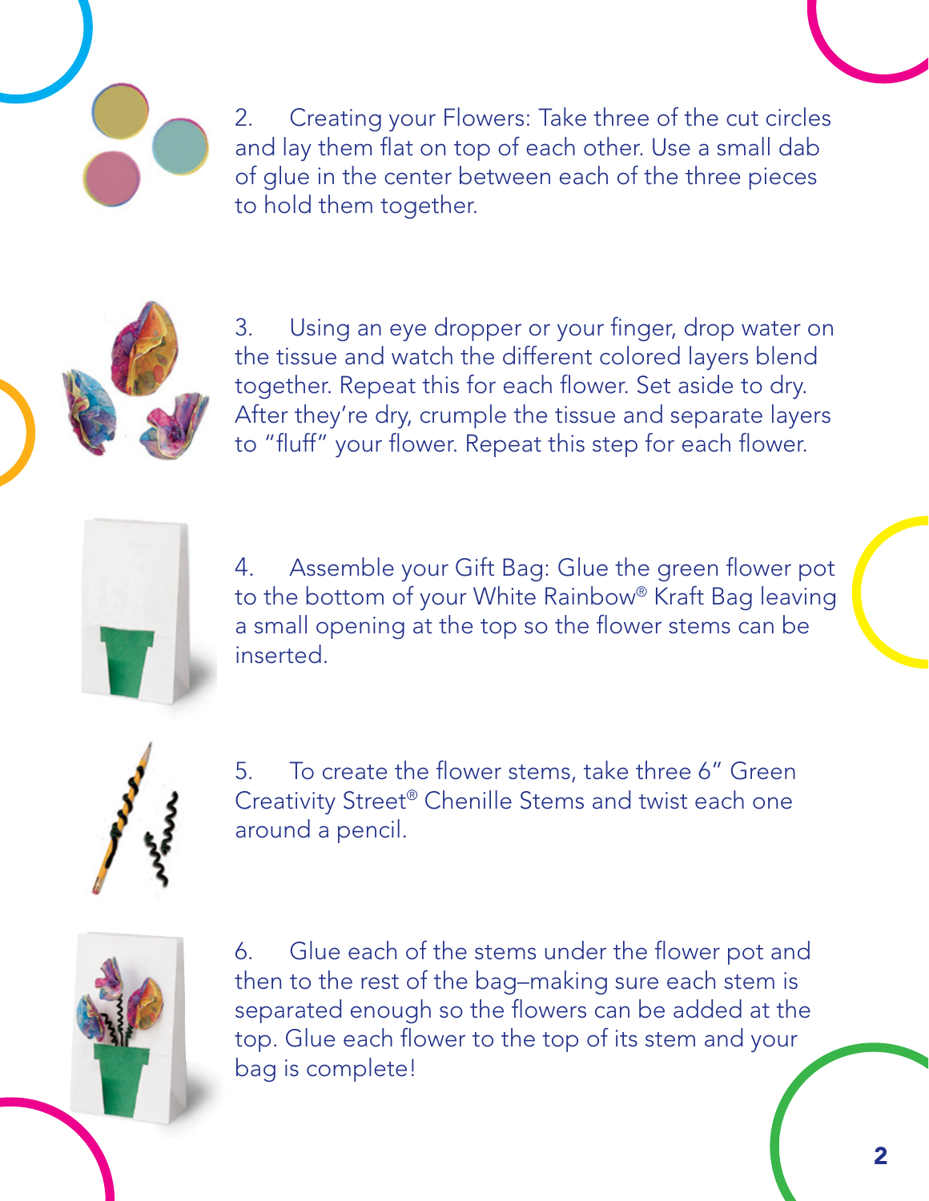2. Creating your Flowers: Take three of the cut circles and lay them flat on top of each other. Use a small dab of glue in the center between each of the three pieces to hold them together.

3. Using an eye dropper or your finger, drop water on the tissue and watch the different colored layers blend together. Repeat this for each flower. Set aside to dry. After they're dry, crumple the tissue and separate layers to "fluff" your flower. Repeat this step for each flower.

4. Assemble your Gift Bag: Glue the green flower pot to the bottom of your White Rainbow® Kraft Bag leaving a small opening at the top so the flower stems can be inserted.

5. To create the flower stems, take three 6" Green Creativity Street® Chenille Stems and twist each one around a pencil.

6. Glue each of the stems under the flower pot and then to the rest of the bag–making sure each stem is separated enough so the flowers can be added at the top. Glue each flower to the top of its stem and your bag is complete!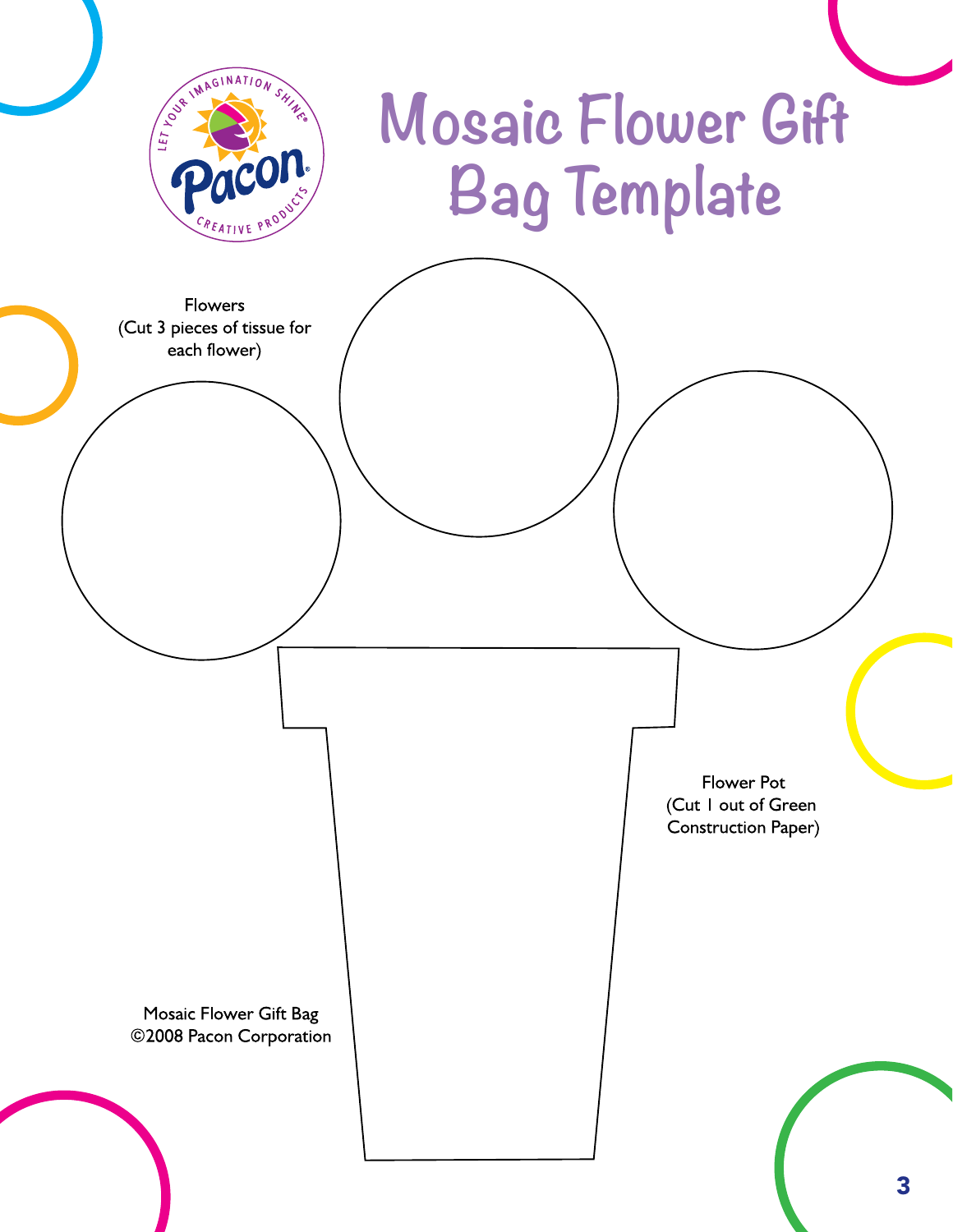# Mosaic Flower Gift Bag Template

Flowers
(Cut 3 pieces of tissue for each flower)

Flower Pot
(Cut 1 out of Green Construction Paper)

Mosaic Flower Gift Bag
©2008 Pacon Corporation